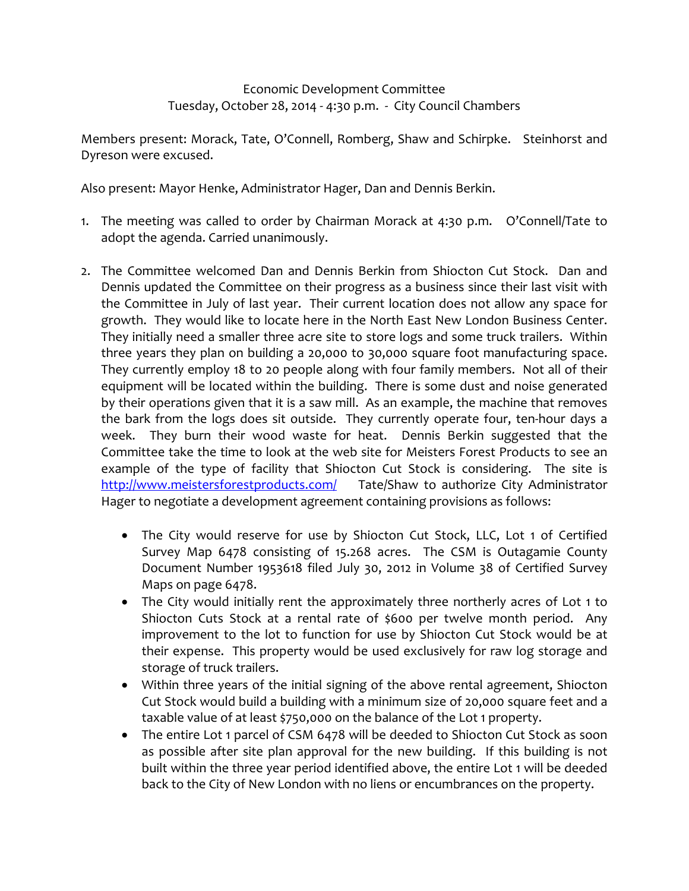Economic Development Committee
Tuesday, October 28, 2014 - 4:30 p.m. - City Council Chambers

Members present: Morack, Tate, O'Connell, Romberg, Shaw and Schirpke. Steinhorst and Dyreson were excused.

Also present: Mayor Henke, Administrator Hager, Dan and Dennis Berkin.

1. The meeting was called to order by Chairman Morack at 4:30 p.m. O'Connell/Tate to adopt the agenda. Carried unanimously.

2. The Committee welcomed Dan and Dennis Berkin from Shiocton Cut Stock. Dan and Dennis updated the Committee on their progress as a business since their last visit with the Committee in July of last year. Their current location does not allow any space for growth. They would like to locate here in the North East New London Business Center. They initially need a smaller three acre site to store logs and some truck trailers. Within three years they plan on building a 20,000 to 30,000 square foot manufacturing space. They currently employ 18 to 20 people along with four family members. Not all of their equipment will be located within the building. There is some dust and noise generated by their operations given that it is a saw mill. As an example, the machine that removes the bark from the logs does sit outside. They currently operate four, ten-hour days a week. They burn their wood waste for heat. Dennis Berkin suggested that the Committee take the time to look at the web site for Meisters Forest Products to see an example of the type of facility that Shiocton Cut Stock is considering. The site is http://www.meistersforestproducts.com/ Tate/Shaw to authorize City Administrator Hager to negotiate a development agreement containing provisions as follows:

   - The City would reserve for use by Shiocton Cut Stock, LLC, Lot 1 of Certified Survey Map 6478 consisting of 15.268 acres. The CSM is Outagamie County Document Number 1953618 filed July 30, 2012 in Volume 38 of Certified Survey Maps on page 6478.
   - The City would initially rent the approximately three northerly acres of Lot 1 to Shiocton Cuts Stock at a rental rate of $600 per twelve month period. Any improvement to the lot to function for use by Shiocton Cut Stock would be at their expense. This property would be used exclusively for raw log storage and storage of truck trailers.
   - Within three years of the initial signing of the above rental agreement, Shiocton Cut Stock would build a building with a minimum size of 20,000 square feet and a taxable value of at least $750,000 on the balance of the Lot 1 property.
   - The entire Lot 1 parcel of CSM 6478 will be deeded to Shiocton Cut Stock as soon as possible after site plan approval for the new building. If this building is not built within the three year period identified above, the entire Lot 1 will be deeded back to the City of New London with no liens or encumbrances on the property.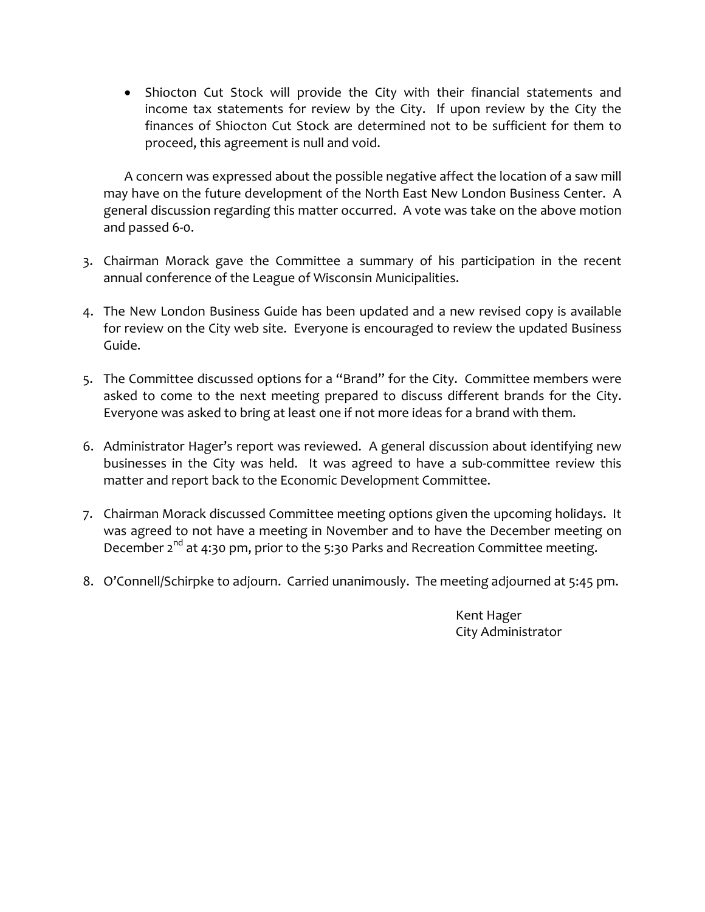- Shiocton Cut Stock will provide the City with their financial statements and income tax statements for review by the City. If upon review by the City the finances of Shiocton Cut Stock are determined not to be sufficient for them to proceed, this agreement is null and void.

A concern was expressed about the possible negative affect the location of a saw mill may have on the future development of the North East New London Business Center. A general discussion regarding this matter occurred. A vote was take on the above motion and passed 6-0.

3. Chairman Morack gave the Committee a summary of his participation in the recent annual conference of the League of Wisconsin Municipalities.

4. The New London Business Guide has been updated and a new revised copy is available for review on the City web site. Everyone is encouraged to review the updated Business Guide.

5. The Committee discussed options for a "Brand" for the City. Committee members were asked to come to the next meeting prepared to discuss different brands for the City. Everyone was asked to bring at least one if not more ideas for a brand with them.

6. Administrator Hager's report was reviewed. A general discussion about identifying new businesses in the City was held. It was agreed to have a sub-committee review this matter and report back to the Economic Development Committee.

7. Chairman Morack discussed Committee meeting options given the upcoming holidays. It was agreed to not have a meeting in November and to have the December meeting on December 2nd at 4:30 pm, prior to the 5:30 Parks and Recreation Committee meeting.

8. O'Connell/Schirpke to adjourn. Carried unanimously. The meeting adjourned at 5:45 pm.

Kent Hager
City Administrator